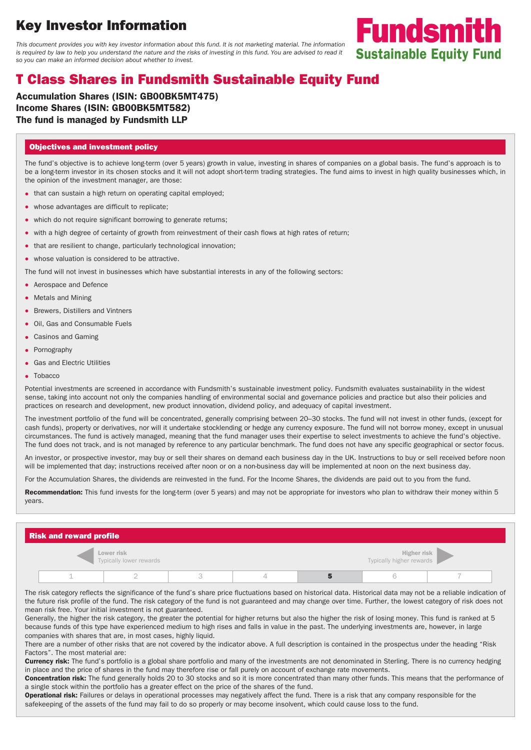# Key Investor Information

*This document provides you with key investor information about this fund. It is not marketing material. The information is required by law to help you understand the nature and the risks of investing in this fund. You are advised to read it so you can make an informed decision about whether to invest.*

**Fundsmith**
**Sustainable Equity Fund**

# T Class Shares in Fundsmith Sustainable Equity Fund

**Accumulation Shares (ISIN: GB00BK5MT475)**
**Income Shares (ISIN: GB00BK5MT582)**
**The fund is managed by Fundsmith LLP**

## Objectives and investment policy

The fund's objective is to achieve long-term (over 5 years) growth in value, investing in shares of companies on a global basis. The fund's approach is to be a long-term investor in its chosen stocks and it will not adopt short-term trading strategies. The fund aims to invest in high quality businesses which, in the opinion of the investment manager, are those:

- that can sustain a high return on operating capital employed;
- whose advantages are difficult to replicate;
- which do not require significant borrowing to generate returns;
- with a high degree of certainty of growth from reinvestment of their cash flows at high rates of return;
- that are resilient to change, particularly technological innovation;
- whose valuation is considered to be attractive.

The fund will not invest in businesses which have substantial interests in any of the following sectors:

- Aerospace and Defence
- Metals and Mining
- Brewers, Distillers and Vintners
- Oil, Gas and Consumable Fuels
- Casinos and Gaming
- Pornography
- Gas and Electric Utilities
- Tobacco

Potential investments are screened in accordance with Fundsmith's sustainable investment policy. Fundsmith evaluates sustainability in the widest sense, taking into account not only the companies handling of environmental social and governance policies and practice but also their policies and practices on research and development, new product innovation, dividend policy, and adequacy of capital investment.

The investment portfolio of the fund will be concentrated, generally comprising between 20–30 stocks. The fund will not invest in other funds, (except for cash funds), property or derivatives, nor will it undertake stocklending or hedge any currency exposure. The fund will not borrow money, except in unusual circumstances. The fund is actively managed, meaning that the fund manager uses their expertise to select investments to achieve the fund's objective. The fund does not track, and is not managed by reference to any particular benchmark. The fund does not have any specific geographical or sector focus.

An investor, or prospective investor, may buy or sell their shares on demand each business day in the UK. Instructions to buy or sell received before noon will be implemented that day; instructions received after noon or on a non-business day will be implemented at noon on the next business day.

For the Accumulation Shares, the dividends are reinvested in the fund. For the Income Shares, the dividends are paid out to you from the fund.

**Recommendation:** This fund invests for the long-term (over 5 years) and may not be appropriate for investors who plan to withdraw their money within 5 years.

## Risk and reward profile

Lower risk — Typically lower rewards | Higher risk — Typically higher rewards

| 1 | 2 | 3 | 4 | **5** | 6 | 7 |
|---|---|---|---|---|---|---|

The risk category reflects the significance of the fund's share price fluctuations based on historical data. Historical data may not be a reliable indication of the future risk profile of the fund. The risk category of the fund is not guaranteed and may change over time. Further, the lowest category of risk does not mean risk free. Your initial investment is not guaranteed.

Generally, the higher the risk category, the greater the potential for higher returns but also the higher the risk of losing money. This fund is ranked at 5 because funds of this type have experienced medium to high rises and falls in value in the past. The underlying investments are, however, in large companies with shares that are, in most cases, highly liquid.

There are a number of other risks that are not covered by the indicator above. A full description is contained in the prospectus under the heading "Risk Factors". The most material are:

**Currency risk:** The fund's portfolio is a global share portfolio and many of the investments are not denominated in Sterling. There is no currency hedging in place and the price of shares in the fund may therefore rise or fall purely on account of exchange rate movements.

**Concentration risk:** The fund generally holds 20 to 30 stocks and so it is more concentrated than many other funds. This means that the performance of a single stock within the portfolio has a greater effect on the price of the shares of the fund.

**Operational risk:** Failures or delays in operational processes may negatively affect the fund. There is a risk that any company responsible for the safekeeping of the assets of the fund may fail to do so properly or may become insolvent, which could cause loss to the fund.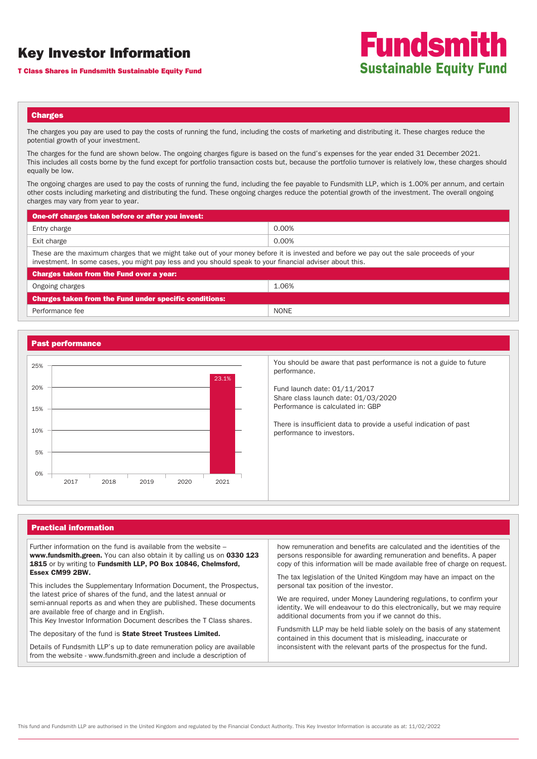# Key Investor Information

**T Class Shares in Fundsmith Sustainable Equity Fund**

**Fundsmith**
**Sustainable Equity Fund**

## Charges

The charges you pay are used to pay the costs of running the fund, including the costs of marketing and distributing it. These charges reduce the potential growth of your investment.

The charges for the fund are shown below. The ongoing charges figure is based on the fund's expenses for the year ended 31 December 2021. This includes all costs borne by the fund except for portfolio transaction costs but, because the portfolio turnover is relatively low, these charges should equally be low.

The ongoing charges are used to pay the costs of running the fund, including the fee payable to Fundsmith LLP, which is 1.00% per annum, and certain other costs including marketing and distributing the fund. These ongoing charges reduce the potential growth of the investment. The overall ongoing charges may vary from year to year.

| **One-off charges taken before or after you invest:** | |
|---|---|
| Entry charge | 0.00% |
| Exit charge | 0.00% |
| These are the maximum charges that we might take out of your money before it is invested and before we pay out the sale proceeds of your investment. In some cases, you might pay less and you should speak to your financial adviser about this. | |
| **Charges taken from the Fund over a year:** | |
| Ongoing charges | 1.06% |
| **Charges taken from the Fund under specific conditions:** | |
| Performance fee | NONE |

## Past performance

25%
20%
15%
10%
5%
0%
2017
2018
2019
2020
2021
23.1%

You should be aware that past performance is not a guide to future performance.

Fund launch date: 01/11/2017
Share class launch date: 01/03/2020
Performance is calculated in: GBP

There is insufficient data to provide a useful indication of past performance to investors.

## Practical information

Further information on the fund is available from the website – **www.fundsmith.green.** You can also obtain it by calling us on **0330 123 1815** or by writing to **Fundsmith LLP, PO Box 10846, Chelmsford, Essex CM99 2BW.**

This includes the Supplementary Information Document, the Prospectus, the latest price of shares of the fund, and the latest annual or semi-annual reports as and when they are published. These documents are available free of charge and in English.
This Key Investor Information Document describes the T Class shares.

The depositary of the fund is **State Street Trustees Limited.**

Details of Fundsmith LLP's up to date remuneration policy are available from the website - www.fundsmith.green and include a description of how remuneration and benefits are calculated and the identities of the persons responsible for awarding remuneration and benefits. A paper copy of this information will be made available free of charge on request.

The tax legislation of the United Kingdom may have an impact on the personal tax position of the investor.

We are required, under Money Laundering regulations, to confirm your identity. We will endeavour to do this electronically, but we may require additional documents from you if we cannot do this.

Fundsmith LLP may be held liable solely on the basis of any statement contained in this document that is misleading, inaccurate or inconsistent with the relevant parts of the prospectus for the fund.

This fund and Fundsmith LLP are authorised in the United Kingdom and regulated by the Financial Conduct Authority. This Key Investor Information is accurate as at: 11/02/2022